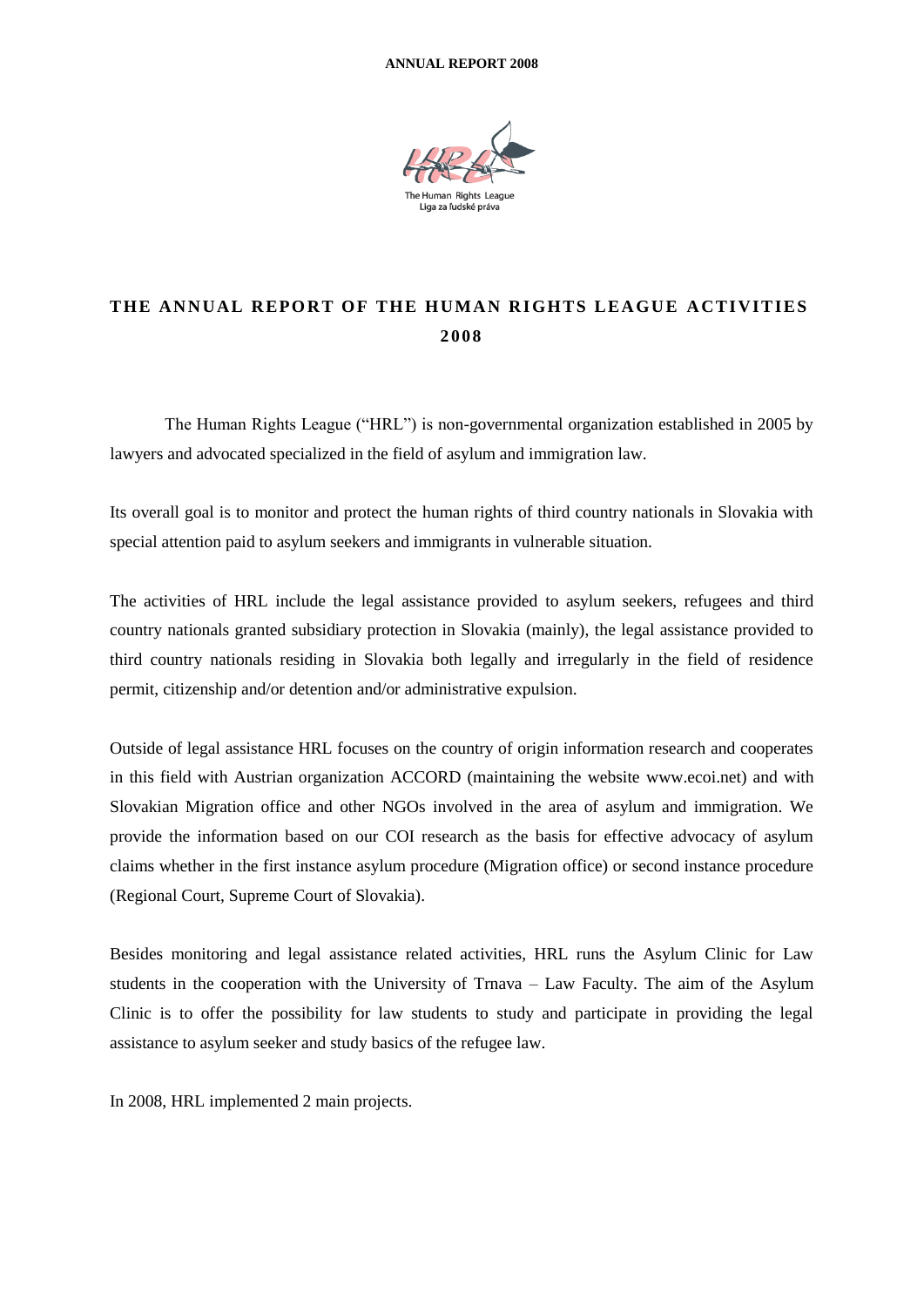# THE ANNUAL REPORT OF THE HUMAN RIGHTS LEAGUE ACTIVITIES 2008

The Human Rights League ("HRL") is non-governmental organization established in 2005 by lawyers and advocated specialized in the field of asylum and immigration law.

Its overall goal is to monitor and protect the human rights of third country nationals in Slovakia with special attention paid to asylum seekers and immigrants in vulnerable situation.

The activities of HRL include the legal assistance provided to asylum seekers, refugees and third country nationals granted subsidiary protection in Slovakia (mainly), the legal assistance provided to third country nationals residing in Slovakia both legally and irregularly in the field of residence permit, citizenship and/or detention and/or administrative expulsion.

Outside of legal assistance HRL focuses on the country of origin information research and cooperates in this field with Austrian organization ACCORD (maintaining the website www.ecoi.net) and with Slovakian Migration office and other NGOs involved in the area of asylum and immigration. We provide the information based on our COI research as the basis for effective advocacy of asylum claims whether in the first instance asylum procedure (Migration office) or second instance procedure (Regional Court, Supreme Court of Slovakia).

Besides monitoring and legal assistance related activities, HRL runs the Asylum Clinic for Law students in the cooperation with the University of Trnava – Law Faculty. The aim of the Asylum Clinic is to offer the possibility for law students to study and participate in providing the legal assistance to asylum seeker and study basics of the refugee law.

In 2008, HRL implemented 2 main projects.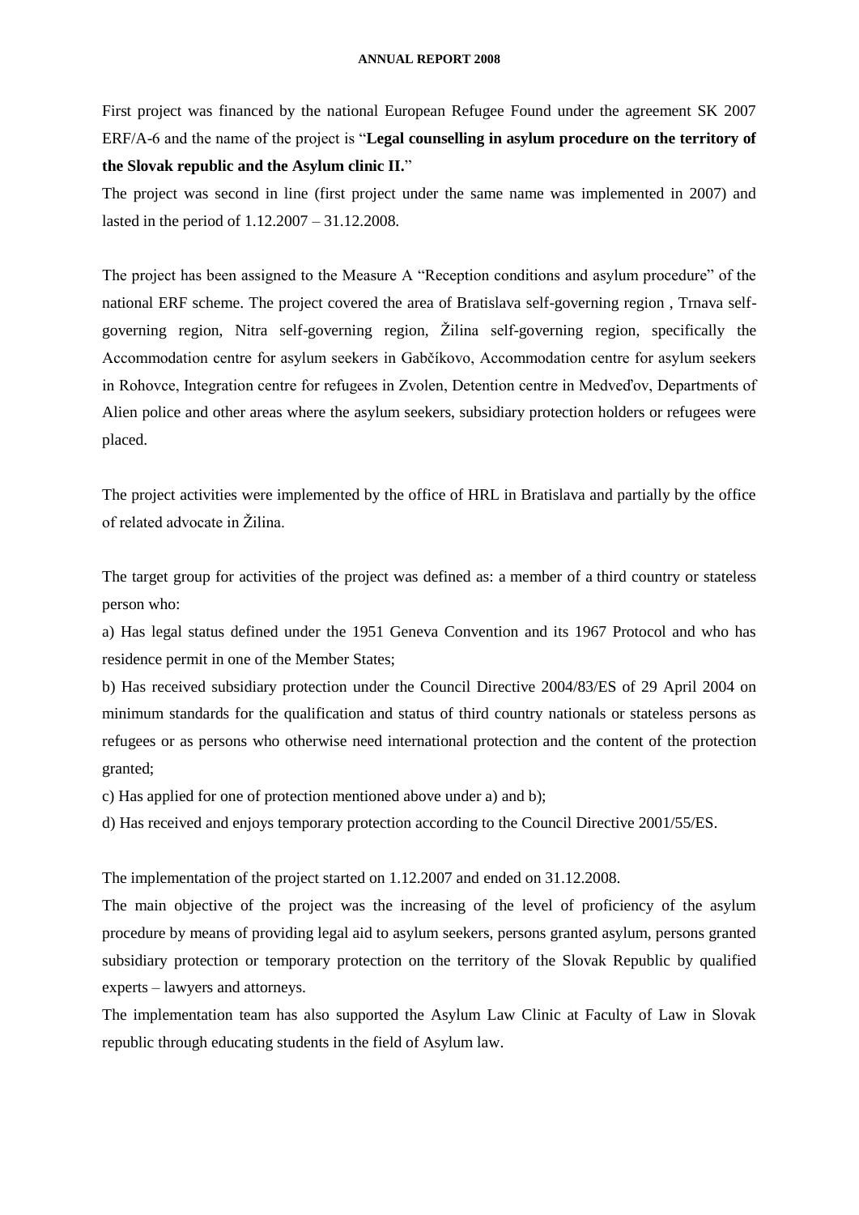First project was financed by the national European Refugee Found under the agreement SK 2007 ERF/A-6 and the name of the project is "**Legal counselling in asylum procedure on the territory of the Slovak republic and the Asylum clinic II.**"

The project was second in line (first project under the same name was implemented in 2007) and lasted in the period of 1.12.2007 – 31.12.2008.

The project has been assigned to the Measure A "Reception conditions and asylum procedure" of the national ERF scheme. The project covered the area of Bratislava self-governing region , Trnava self-governing region, Nitra self-governing region, Žilina self-governing region, specifically the Accommodation centre for asylum seekers in Gabčíkovo, Accommodation centre for asylum seekers in Rohovce, Integration centre for refugees in Zvolen, Detention centre in Medveďov, Departments of Alien police and other areas where the asylum seekers, subsidiary protection holders or refugees were placed.

The project activities were implemented by the office of HRL in Bratislava and partially by the office of related advocate in Žilina.

The target group for activities of the project was defined as: a member of a third country or stateless person who:

a) Has legal status defined under the 1951 Geneva Convention and its 1967 Protocol and who has residence permit in one of the Member States;

b) Has received subsidiary protection under the Council Directive 2004/83/ES of 29 April 2004 on minimum standards for the qualification and status of third country nationals or stateless persons as refugees or as persons who otherwise need international protection and the content of the protection granted;

c) Has applied for one of protection mentioned above under a) and b);

d) Has received and enjoys temporary protection according to the Council Directive 2001/55/ES.

The implementation of the project started on 1.12.2007 and ended on 31.12.2008.

The main objective of the project was the increasing of the level of proficiency of the asylum procedure by means of providing legal aid to asylum seekers, persons granted asylum, persons granted subsidiary protection or temporary protection on the territory of the Slovak Republic by qualified experts – lawyers and attorneys.

The implementation team has also supported the Asylum Law Clinic at Faculty of Law in Slovak republic through educating students in the field of Asylum law.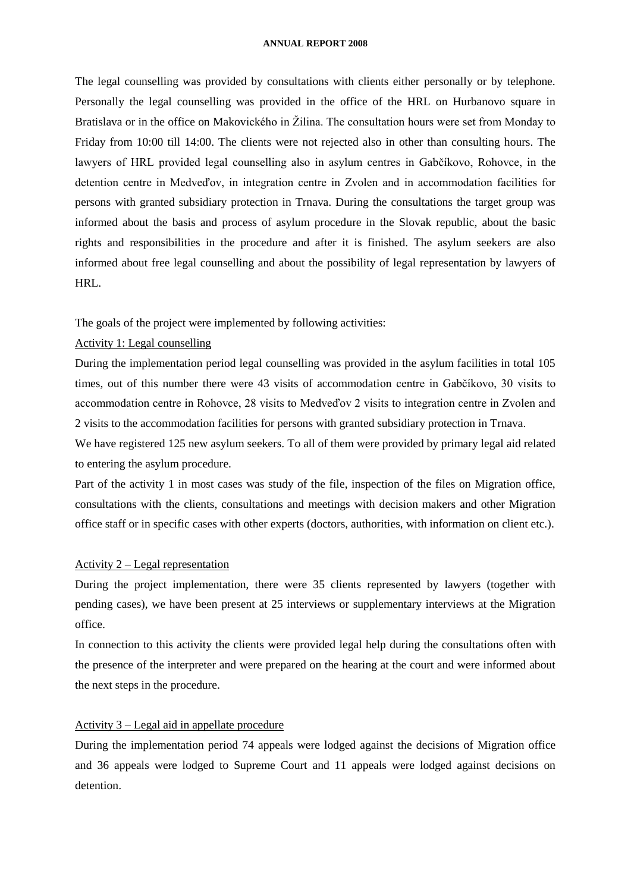The legal counselling was provided by consultations with clients either personally or by telephone. Personally the legal counselling was provided in the office of the HRL on Hurbanovo square in Bratislava or in the office on Makovického in Žilina. The consultation hours were set from Monday to Friday from 10:00 till 14:00. The clients were not rejected also in other than consulting hours. The lawyers of HRL provided legal counselling also in asylum centres in Gabčíkovo, Rohovce, in the detention centre in Medveďov, in integration centre in Zvolen and in accommodation facilities for persons with granted subsidiary protection in Trnava. During the consultations the target group was informed about the basis and process of asylum procedure in the Slovak republic, about the basic rights and responsibilities in the procedure and after it is finished. The asylum seekers are also informed about free legal counselling and about the possibility of legal representation by lawyers of HRL.

The goals of the project were implemented by following activities:

Activity 1: Legal counselling

During the implementation period legal counselling was provided in the asylum facilities in total 105 times, out of this number there were 43 visits of accommodation centre in Gabčíkovo, 30 visits to accommodation centre in Rohovce, 28 visits to Medveďov 2 visits to integration centre in Zvolen and 2 visits to the accommodation facilities for persons with granted subsidiary protection in Trnava.

We have registered 125 new asylum seekers. To all of them were provided by primary legal aid related to entering the asylum procedure.

Part of the activity 1 in most cases was study of the file, inspection of the files on Migration office, consultations with the clients, consultations and meetings with decision makers and other Migration office staff or in specific cases with other experts (doctors, authorities, with information on client etc.).

Activity 2 – Legal representation

During the project implementation, there were 35 clients represented by lawyers (together with pending cases), we have been present at 25 interviews or supplementary interviews at the Migration office.

In connection to this activity the clients were provided legal help during the consultations often with the presence of the interpreter and were prepared on the hearing at the court and were informed about the next steps in the procedure.

Activity 3 – Legal aid in appellate procedure

During the implementation period 74 appeals were lodged against the decisions of Migration office and 36 appeals were lodged to Supreme Court and 11 appeals were lodged against decisions on detention.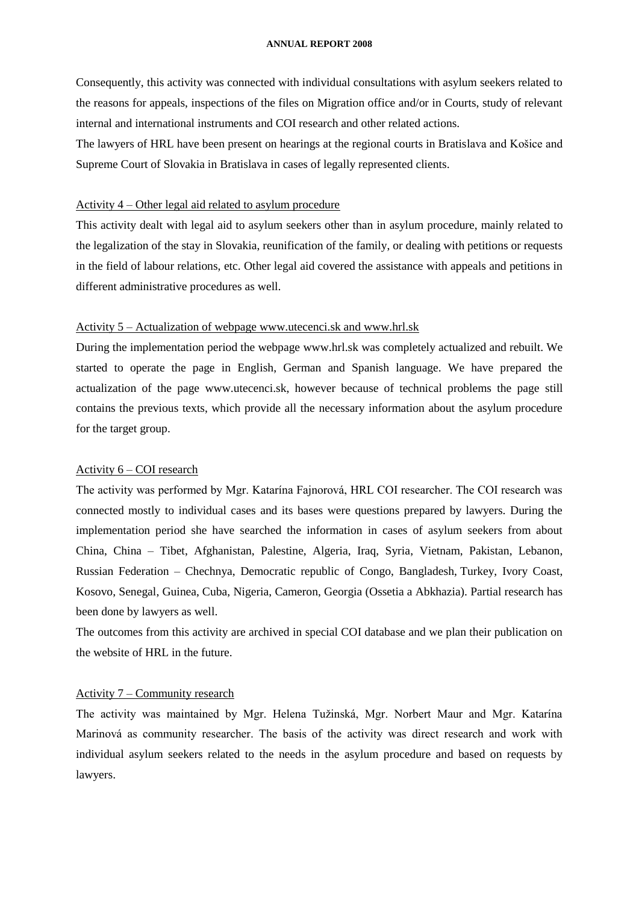Consequently, this activity was connected with individual consultations with asylum seekers related to the reasons for appeals, inspections of the files on Migration office and/or in Courts, study of relevant internal and international instruments and COI research and other related actions.

The lawyers of HRL have been present on hearings at the regional courts in Bratislava and Košice and Supreme Court of Slovakia in Bratislava in cases of legally represented clients.

Activity 4 – Other legal aid related to asylum procedure

This activity dealt with legal aid to asylum seekers other than in asylum procedure, mainly related to the legalization of the stay in Slovakia, reunification of the family, or dealing with petitions or requests in the field of labour relations, etc. Other legal aid covered the assistance with appeals and petitions in different administrative procedures as well.

Activity 5 – Actualization of webpage www.utecenci.sk and www.hrl.sk

During the implementation period the webpage www.hrl.sk was completely actualized and rebuilt. We started to operate the page in English, German and Spanish language. We have prepared the actualization of the page www.utecenci.sk, however because of technical problems the page still contains the previous texts, which provide all the necessary information about the asylum procedure for the target group.

Activity 6 – COI research

The activity was performed by Mgr. Katarína Fajnorová, HRL COI researcher. The COI research was connected mostly to individual cases and its bases were questions prepared by lawyers. During the implementation period she have searched the information in cases of asylum seekers from about China, China – Tibet, Afghanistan, Palestine, Algeria, Iraq, Syria, Vietnam, Pakistan, Lebanon, Russian Federation – Chechnya, Democratic republic of Congo, Bangladesh, Turkey, Ivory Coast, Kosovo, Senegal, Guinea, Cuba, Nigeria, Cameron, Georgia (Ossetia a Abkhazia). Partial research has been done by lawyers as well.

The outcomes from this activity are archived in special COI database and we plan their publication on the website of HRL in the future.

Activity 7 – Community research

The activity was maintained by Mgr. Helena Tužinská, Mgr. Norbert Maur and Mgr. Katarína Marinová as community researcher. The basis of the activity was direct research and work with individual asylum seekers related to the needs in the asylum procedure and based on requests by lawyers.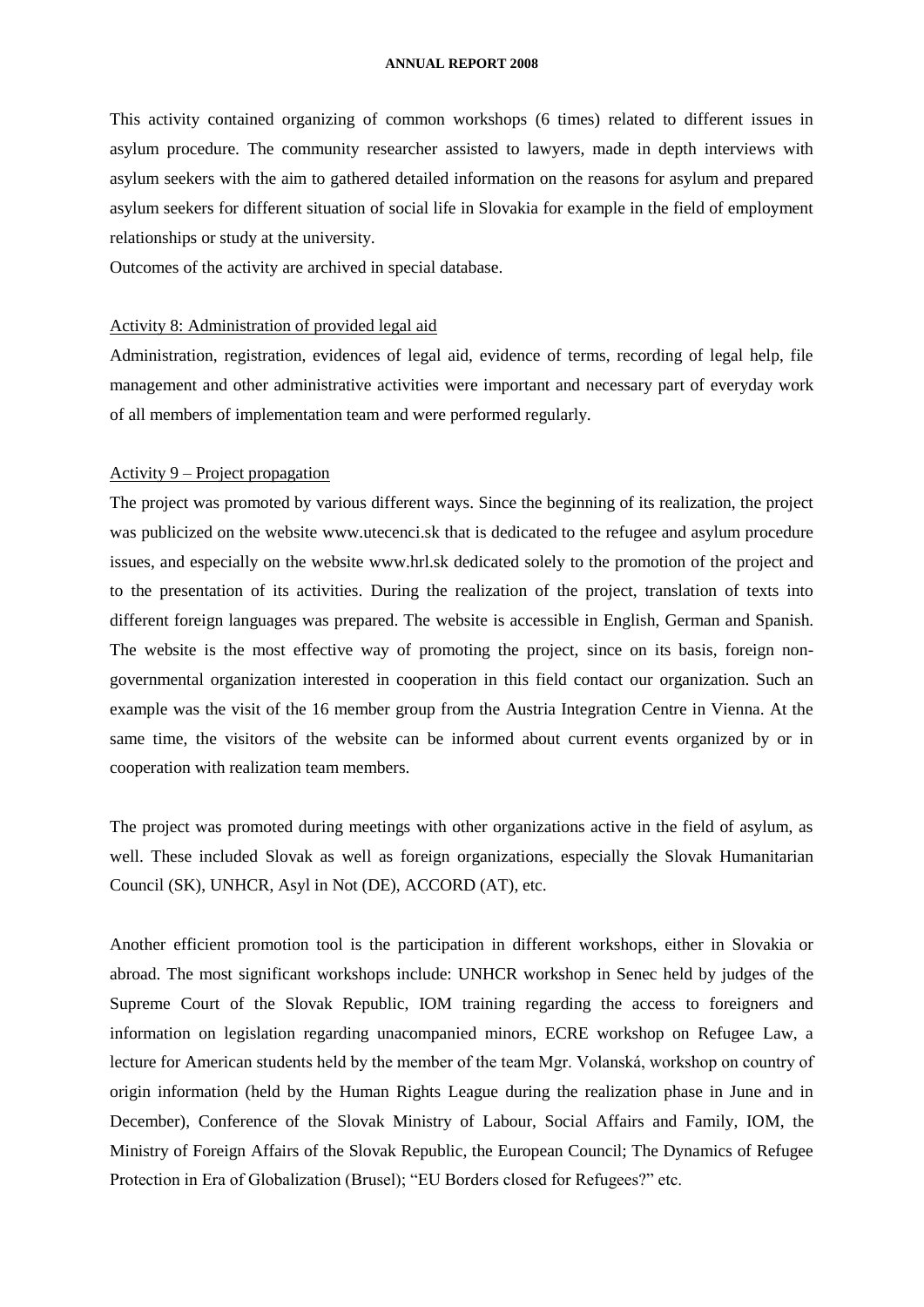This activity contained organizing of common workshops (6 times) related to different issues in asylum procedure. The community researcher assisted to lawyers, made in depth interviews with asylum seekers with the aim to gathered detailed information on the reasons for asylum and prepared asylum seekers for different situation of social life in Slovakia for example in the field of employment relationships or study at the university.

Outcomes of the activity are archived in special database.

Activity 8: Administration of provided legal aid

Administration, registration, evidences of legal aid, evidence of terms, recording of legal help, file management and other administrative activities were important and necessary part of everyday work of all members of implementation team and were performed regularly.

Activity 9 – Project propagation

The project was promoted by various different ways. Since the beginning of its realization, the project was publicized on the website www.utecenci.sk that is dedicated to the refugee and asylum procedure issues, and especially on the website www.hrl.sk dedicated solely to the promotion of the project and to the presentation of its activities. During the realization of the project, translation of texts into different foreign languages was prepared. The website is accessible in English, German and Spanish. The website is the most effective way of promoting the project, since on its basis, foreign non-governmental organization interested in cooperation in this field contact our organization. Such an example was the visit of the 16 member group from the Austria Integration Centre in Vienna. At the same time, the visitors of the website can be informed about current events organized by or in cooperation with realization team members.

The project was promoted during meetings with other organizations active in the field of asylum, as well. These included Slovak as well as foreign organizations, especially the Slovak Humanitarian Council (SK), UNHCR, Asyl in Not (DE), ACCORD (AT), etc.

Another efficient promotion tool is the participation in different workshops, either in Slovakia or abroad. The most significant workshops include: UNHCR workshop in Senec held by judges of the Supreme Court of the Slovak Republic, IOM training regarding the access to foreigners and information on legislation regarding unacompanied minors, ECRE workshop on Refugee Law, a lecture for American students held by the member of the team Mgr. Volanská, workshop on country of origin information (held by the Human Rights League during the realization phase in June and in December), Conference of the Slovak Ministry of Labour, Social Affairs and Family, IOM, the Ministry of Foreign Affairs of the Slovak Republic, the European Council; The Dynamics of Refugee Protection in Era of Globalization (Brusel); "EU Borders closed for Refugees?" etc.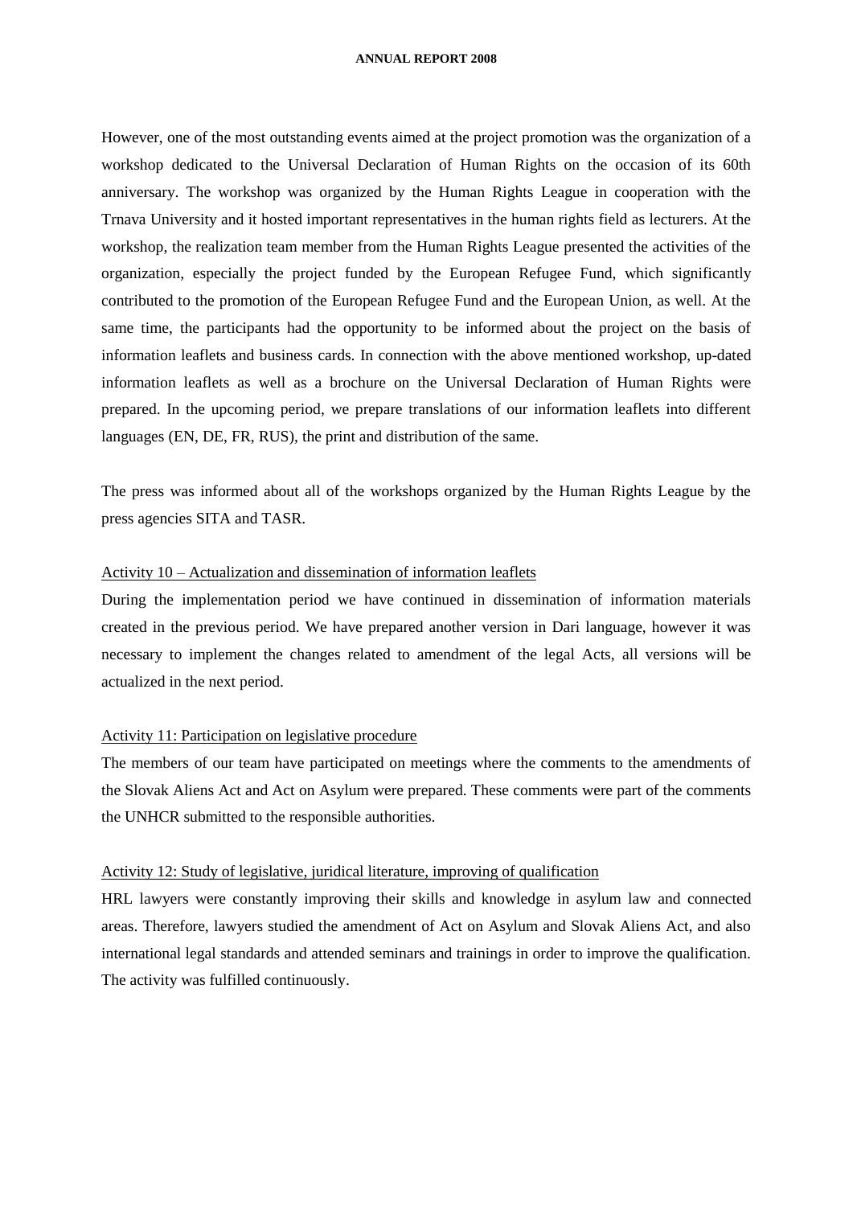However, one of the most outstanding events aimed at the project promotion was the organization of a workshop dedicated to the Universal Declaration of Human Rights on the occasion of its 60th anniversary. The workshop was organized by the Human Rights League in cooperation with the Trnava University and it hosted important representatives in the human rights field as lecturers. At the workshop, the realization team member from the Human Rights League presented the activities of the organization, especially the project funded by the European Refugee Fund, which significantly contributed to the promotion of the European Refugee Fund and the European Union, as well. At the same time, the participants had the opportunity to be informed about the project on the basis of information leaflets and business cards. In connection with the above mentioned workshop, up-dated information leaflets as well as a brochure on the Universal Declaration of Human Rights were prepared. In the upcoming period, we prepare translations of our information leaflets into different languages (EN, DE, FR, RUS), the print and distribution of the same.

The press was informed about all of the workshops organized by the Human Rights League by the press agencies SITA and TASR.

Activity 10 – Actualization and dissemination of information leaflets

During the implementation period we have continued in dissemination of information materials created in the previous period. We have prepared another version in Dari language, however it was necessary to implement the changes related to amendment of the legal Acts, all versions will be actualized in the next period.

Activity 11: Participation on legislative procedure

The members of our team have participated on meetings where the comments to the amendments of the Slovak Aliens Act and Act on Asylum were prepared. These comments were part of the comments the UNHCR submitted to the responsible authorities.

Activity 12: Study of legislative, juridical literature, improving of qualification

HRL lawyers were constantly improving their skills and knowledge in asylum law and connected areas. Therefore, lawyers studied the amendment of Act on Asylum and Slovak Aliens Act, and also international legal standards and attended seminars and trainings in order to improve the qualification. The activity was fulfilled continuously.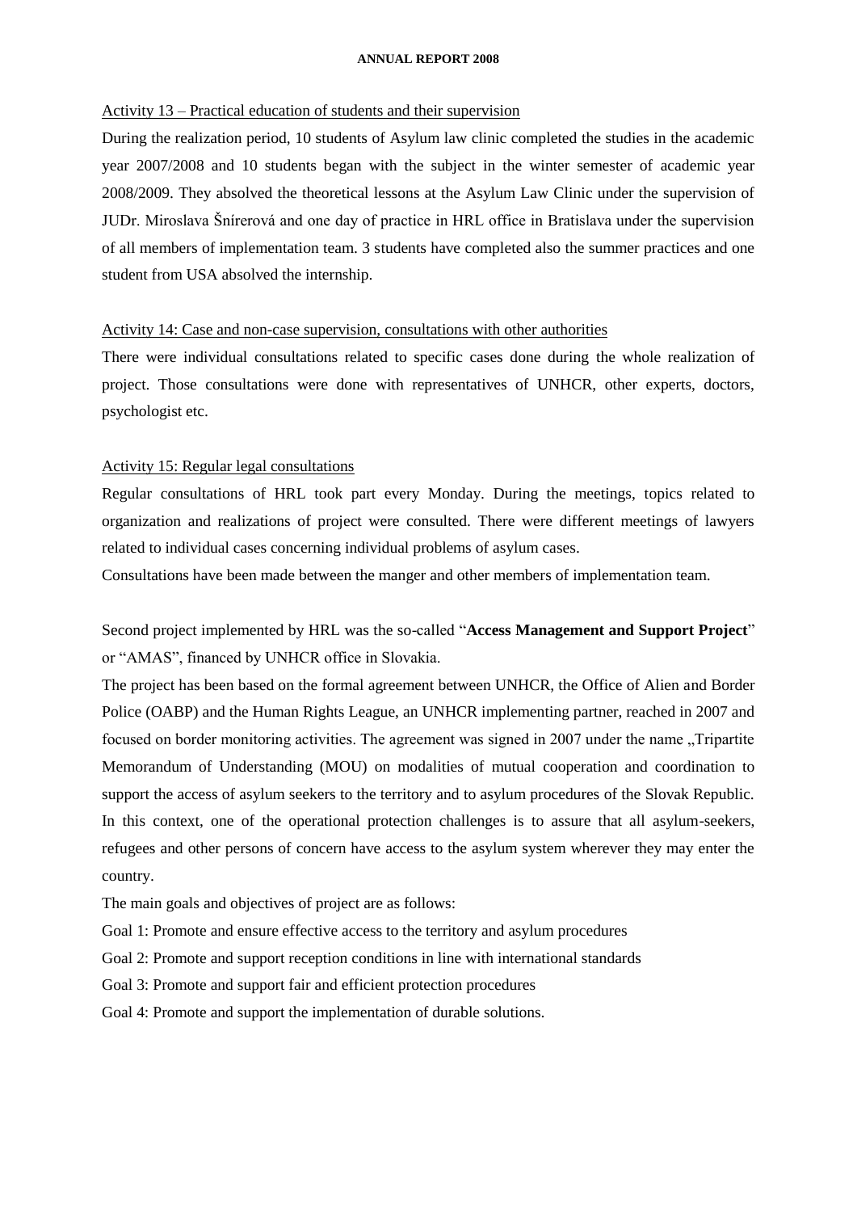<u>Activity 13 – Practical education of students and their supervision</u>

During the realization period, 10 students of Asylum law clinic completed the studies in the academic year 2007/2008 and 10 students began with the subject in the winter semester of academic year 2008/2009. They absolved the theoretical lessons at the Asylum Law Clinic under the supervision of JUDr. Miroslava Šnírerová and one day of practice in HRL office in Bratislava under the supervision of all members of implementation team. 3 students have completed also the summer practices and one student from USA absolved the internship.

<u>Activity 14: Case and non-case supervision, consultations with other authorities</u>

There were individual consultations related to specific cases done during the whole realization of project. Those consultations were done with representatives of UNHCR, other experts, doctors, psychologist etc.

<u>Activity 15: Regular legal consultations</u>

Regular consultations of HRL took part every Monday. During the meetings, topics related to organization and realizations of project were consulted. There were different meetings of lawyers related to individual cases concerning individual problems of asylum cases.

Consultations have been made between the manger and other members of implementation team.

Second project implemented by HRL was the so-called "**Access Management and Support Project**" or "AMAS", financed by UNHCR office in Slovakia.

The project has been based on the formal agreement between UNHCR, the Office of Alien and Border Police (OABP) and the Human Rights League, an UNHCR implementing partner, reached in 2007 and focused on border monitoring activities. The agreement was signed in 2007 under the name „Tripartite Memorandum of Understanding (MOU) on modalities of mutual cooperation and coordination to support the access of asylum seekers to the territory and to asylum procedures of the Slovak Republic. In this context, one of the operational protection challenges is to assure that all asylum-seekers, refugees and other persons of concern have access to the asylum system wherever they may enter the country.

The main goals and objectives of project are as follows:

Goal 1: Promote and ensure effective access to the territory and asylum procedures

Goal 2: Promote and support reception conditions in line with international standards

Goal 3: Promote and support fair and efficient protection procedures

Goal 4: Promote and support the implementation of durable solutions.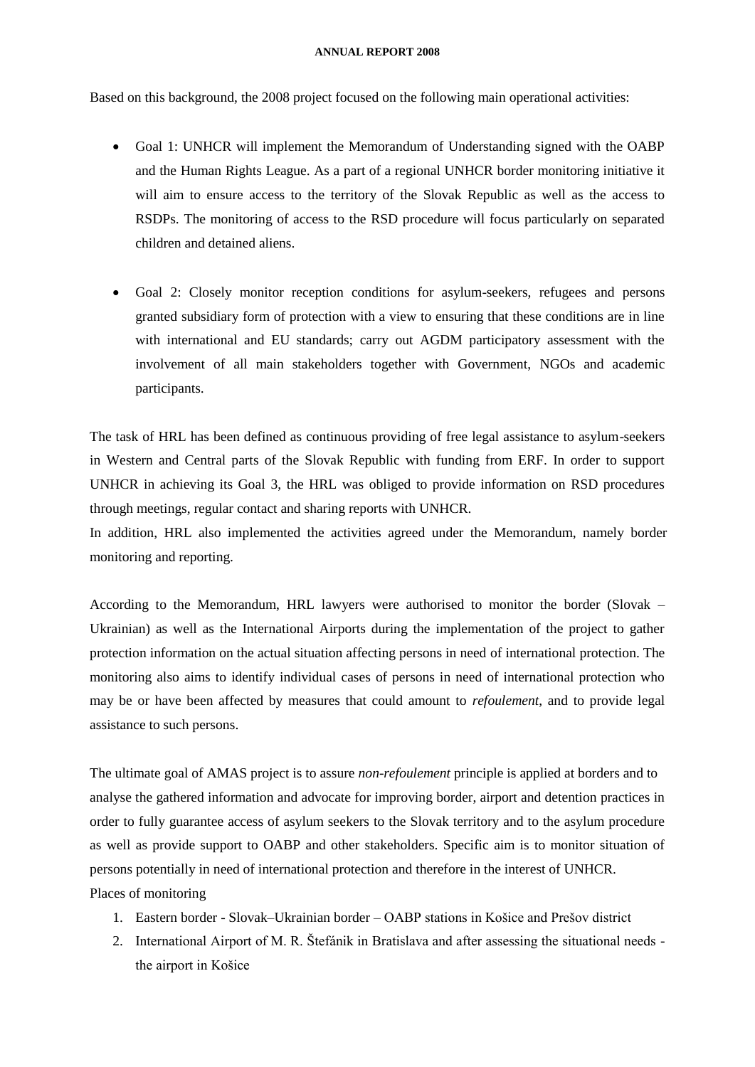Based on this background, the 2008 project focused on the following main operational activities:

- Goal 1: UNHCR will implement the Memorandum of Understanding signed with the OABP and the Human Rights League. As a part of a regional UNHCR border monitoring initiative it will aim to ensure access to the territory of the Slovak Republic as well as the access to RSDPs. The monitoring of access to the RSD procedure will focus particularly on separated children and detained aliens.

- Goal 2: Closely monitor reception conditions for asylum-seekers, refugees and persons granted subsidiary form of protection with a view to ensuring that these conditions are in line with international and EU standards; carry out AGDM participatory assessment with the involvement of all main stakeholders together with Government, NGOs and academic participants.

The task of HRL has been defined as continuous providing of free legal assistance to asylum-seekers in Western and Central parts of the Slovak Republic with funding from ERF. In order to support UNHCR in achieving its Goal 3, the HRL was obliged to provide information on RSD procedures through meetings, regular contact and sharing reports with UNHCR.
In addition, HRL also implemented the activities agreed under the Memorandum, namely border monitoring and reporting.

According to the Memorandum, HRL lawyers were authorised to monitor the border (Slovak – Ukrainian) as well as the International Airports during the implementation of the project to gather protection information on the actual situation affecting persons in need of international protection. The monitoring also aims to identify individual cases of persons in need of international protection who may be or have been affected by measures that could amount to *refoulement*, and to provide legal assistance to such persons.

The ultimate goal of AMAS project is to assure *non-refoulement* principle is applied at borders and to analyse the gathered information and advocate for improving border, airport and detention practices in order to fully guarantee access of asylum seekers to the Slovak territory and to the asylum procedure as well as provide support to OABP and other stakeholders. Specific aim is to monitor situation of persons potentially in need of international protection and therefore in the interest of UNHCR.
Places of monitoring

1. Eastern border - Slovak–Ukrainian border – OABP stations in Košice and Prešov district
2. International Airport of M. R. Štefánik in Bratislava and after assessing the situational needs - the airport in Košice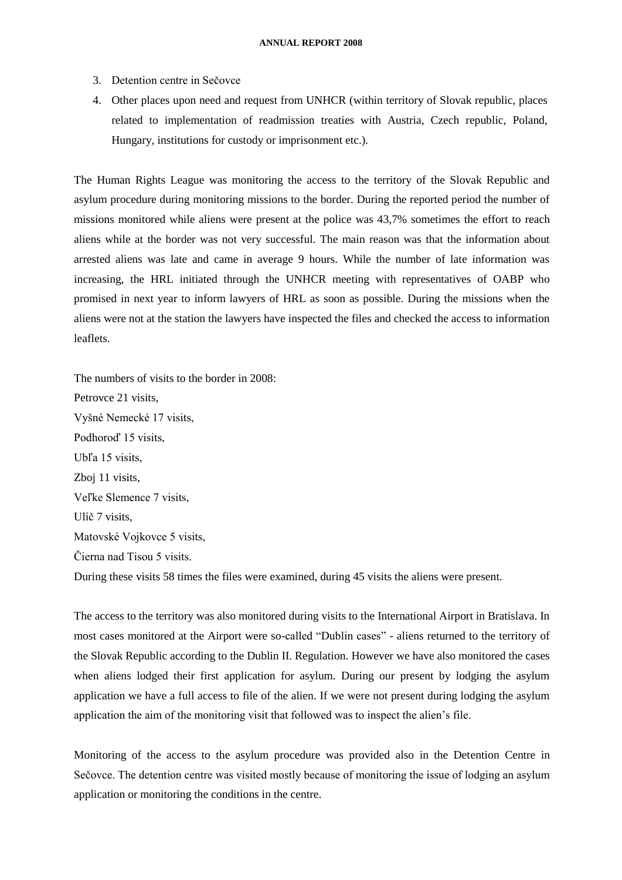3. Detention centre in Sečovce
4. Other places upon need and request from UNHCR (within territory of Slovak republic, places related to implementation of readmission treaties with Austria, Czech republic, Poland, Hungary, institutions for custody or imprisonment etc.).

The Human Rights League was monitoring the access to the territory of the Slovak Republic and asylum procedure during monitoring missions to the border. During the reported period the number of missions monitored while aliens were present at the police was 43,7% sometimes the effort to reach aliens while at the border was not very successful. The main reason was that the information about arrested aliens was late and came in average 9 hours. While the number of late information was increasing, the HRL initiated through the UNHCR meeting with representatives of OABP who promised in next year to inform lawyers of HRL as soon as possible. During the missions when the aliens were not at the station the lawyers have inspected the files and checked the access to information leaflets.

The numbers of visits to the border in 2008:
Petrovce 21 visits,
Vyšné Nemecké 17 visits,
Podhoroď 15 visits,
Ubľa 15 visits,
Zboj 11 visits,
Veľke Slemence 7 visits,
Ulíč 7 visits,
Matovské Vojkovce 5 visits,
Čierna nad Tisou 5 visits.
During these visits 58 times the files were examined, during 45 visits the aliens were present.

The access to the territory was also monitored during visits to the International Airport in Bratislava. In most cases monitored at the Airport were so-called "Dublin cases" - aliens returned to the territory of the Slovak Republic according to the Dublin II. Regulation. However we have also monitored the cases when aliens lodged their first application for asylum. During our present by lodging the asylum application we have a full access to file of the alien. If we were not present during lodging the asylum application the aim of the monitoring visit that followed was to inspect the alien's file.

Monitoring of the access to the asylum procedure was provided also in the Detention Centre in Sečovce. The detention centre was visited mostly because of monitoring the issue of lodging an asylum application or monitoring the conditions in the centre.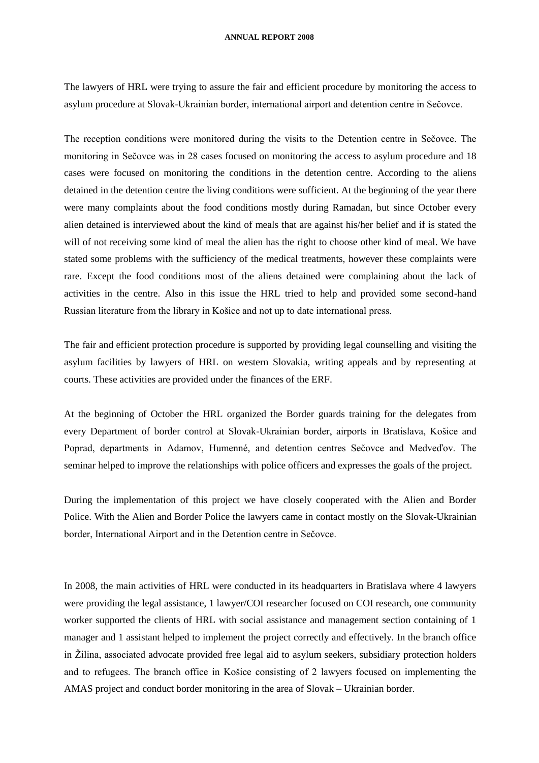The lawyers of HRL were trying to assure the fair and efficient procedure by monitoring the access to asylum procedure at Slovak-Ukrainian border, international airport and detention centre in Sečovce.

The reception conditions were monitored during the visits to the Detention centre in Sečovce. The monitoring in Sečovce was in 28 cases focused on monitoring the access to asylum procedure and 18 cases were focused on monitoring the conditions in the detention centre. According to the aliens detained in the detention centre the living conditions were sufficient. At the beginning of the year there were many complaints about the food conditions mostly during Ramadan, but since October every alien detained is interviewed about the kind of meals that are against his/her belief and if is stated the will of not receiving some kind of meal the alien has the right to choose other kind of meal. We have stated some problems with the sufficiency of the medical treatments, however these complaints were rare. Except the food conditions most of the aliens detained were complaining about the lack of activities in the centre. Also in this issue the HRL tried to help and provided some second-hand Russian literature from the library in Košice and not up to date international press.

The fair and efficient protection procedure is supported by providing legal counselling and visiting the asylum facilities by lawyers of HRL on western Slovakia, writing appeals and by representing at courts. These activities are provided under the finances of the ERF.

At the beginning of October the HRL organized the Border guards training for the delegates from every Department of border control at Slovak-Ukrainian border, airports in Bratislava, Košice and Poprad, departments in Adamov, Humenné, and detention centres Sečovce and Medveďov. The seminar helped to improve the relationships with police officers and expresses the goals of the project.

During the implementation of this project we have closely cooperated with the Alien and Border Police. With the Alien and Border Police the lawyers came in contact mostly on the Slovak-Ukrainian border, International Airport and in the Detention centre in Sečovce.

In 2008, the main activities of HRL were conducted in its headquarters in Bratislava where 4 lawyers were providing the legal assistance, 1 lawyer/COI researcher focused on COI research, one community worker supported the clients of HRL with social assistance and management section containing of 1 manager and 1 assistant helped to implement the project correctly and effectively. In the branch office in Žilina, associated advocate provided free legal aid to asylum seekers, subsidiary protection holders and to refugees. The branch office in Košice consisting of 2 lawyers focused on implementing the AMAS project and conduct border monitoring in the area of Slovak – Ukrainian border.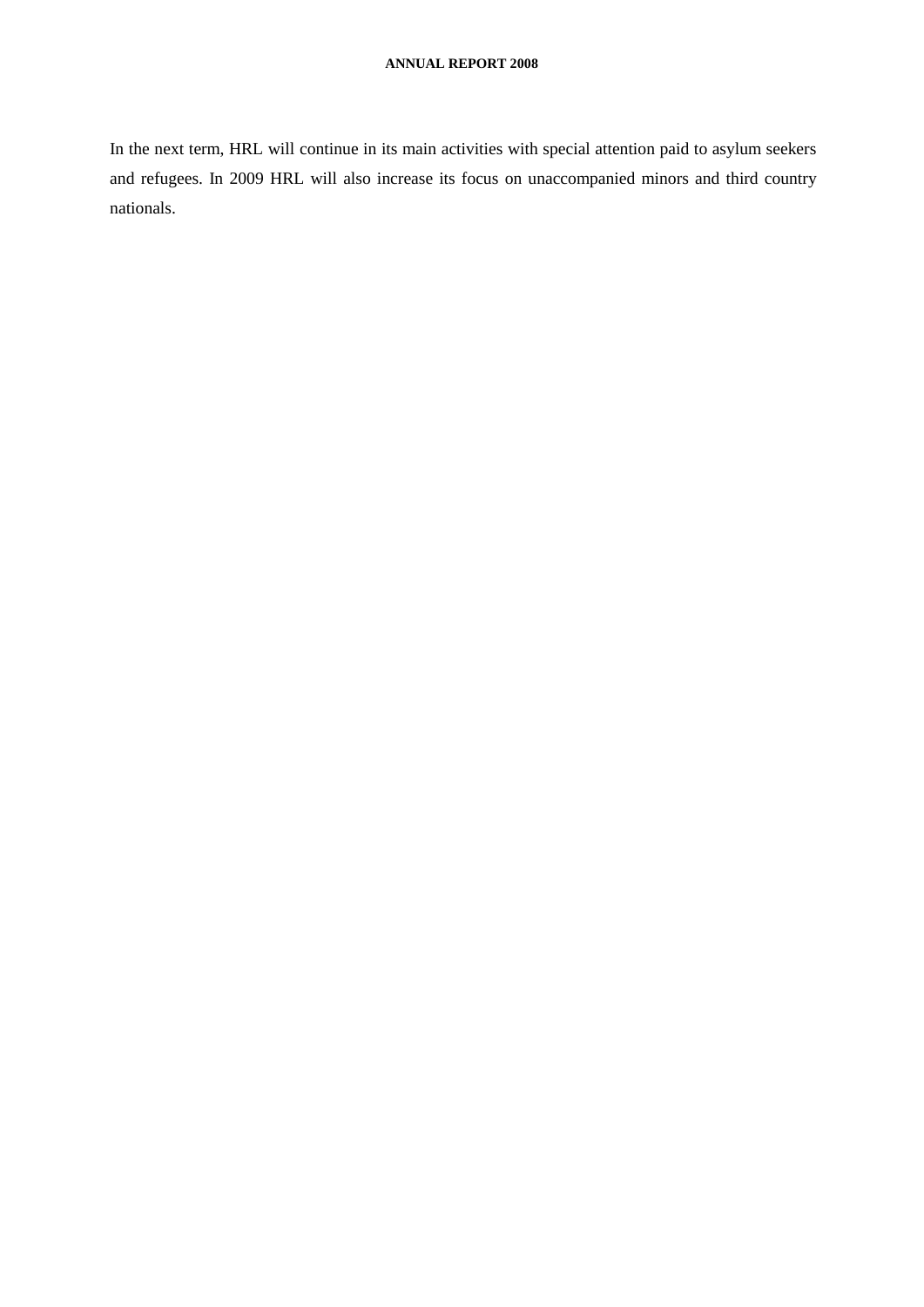In the next term, HRL will continue in its main activities with special attention paid to asylum seekers and refugees. In 2009 HRL will also increase its focus on unaccompanied minors and third country nationals.